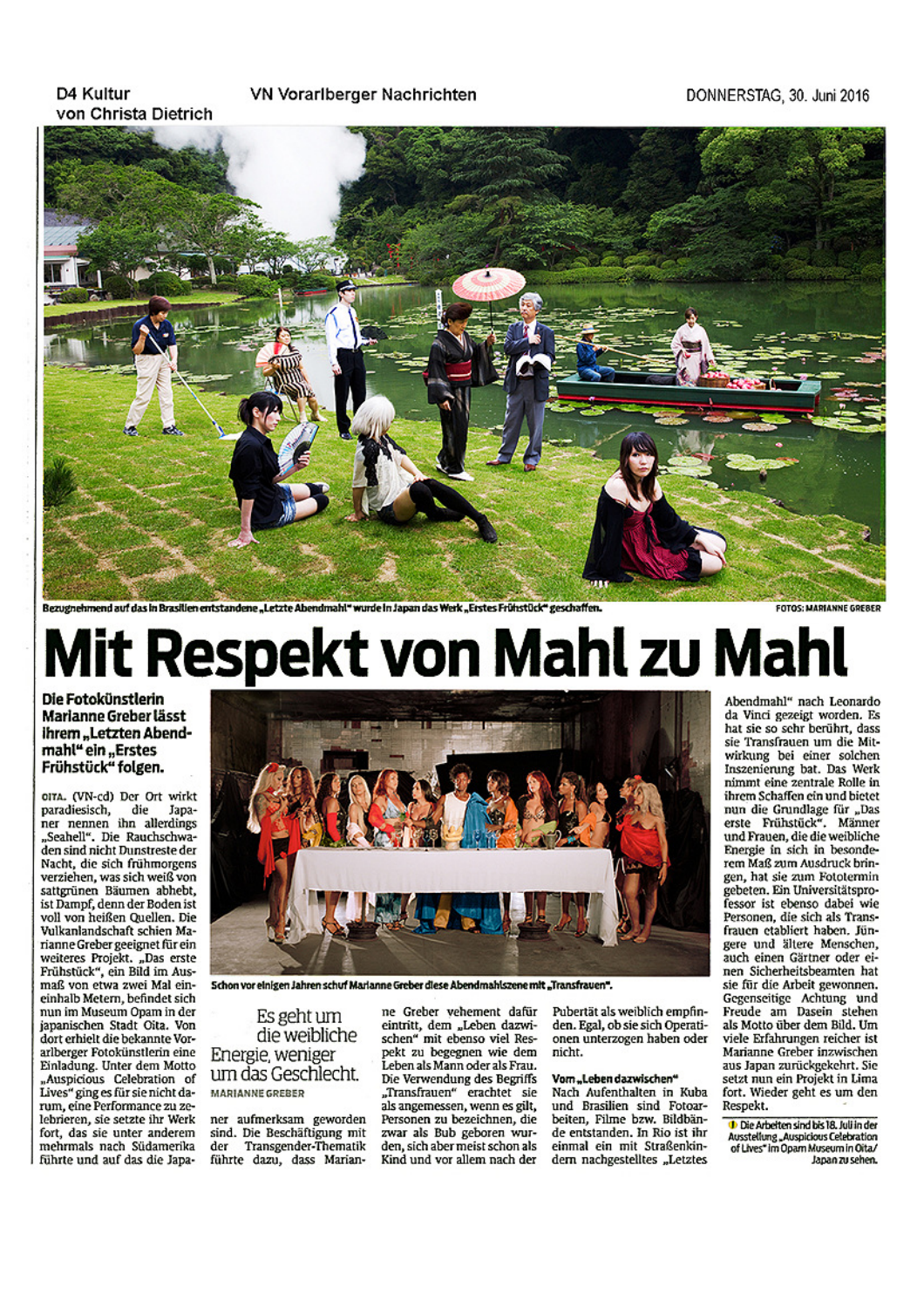Bezugnehmend auf das in Brasilien entstandene „Letzte Abendmahl" wurde in Japan das Werk „Erstes Frühstück" geschaffen. FOTOS: MARIANNE GREBER

# Mit Respekt von Mahl zu Mahl

**Die Fotokünstlerin Marianne Greber lässt ihrem „Letzten Abendmahl" ein „Erstes Frühstück" folgen.**

OITA. (VN-cd) Der Ort wirkt paradiesisch, die Japaner nennen ihn allerdings „Seahell". Die Rauchschwaden sind nicht Dunstreste der Nacht, die sich frühmorgens verziehen, was sich weiß von sattgrünen Bäumen abhebt, ist Dampf, denn der Boden ist voll von heißen Quellen. Die Vulkanlandschaft schien Marianne Greber geeignet für ein weiteres Projekt. „Das erste Frühstück", ein Bild im Ausmaß von etwa zwei Mal eineinhalb Metern, befindet sich nun im Museum Opam in der japanischen Stadt Oita. Von dort erhielt die bekannte Vorarlberger Fotokünstlerin eine Einladung. Unter dem Motto „Auspicious Celebration of Lives" ging es für sie nicht darum, eine Performance zu zelebrieren, sie setzte ihr Werk fort, das sie unter anderem mehrmals nach Südamerika führte und auf das die Japaner aufmerksam geworden sind. Die Beschäftigung mit der Transgender-Thematik führte dazu, dass Marianne Greber vehement dafür eintritt, dem „Leben dazwischen" mit ebenso viel Respekt zu begegnen wie dem Leben als Mann oder als Frau. Die Verwendung des Begriffs „Transfrauen" erachtet sie als angemessen, wenn es gilt, Personen zu bezeichnen, die zwar als Bub geboren wurden, sich aber meist schon als Kind und vor allem nach der Pubertät als weiblich empfinden. Egal, ob sie sich Operationen unterzogen haben oder nicht.

Schon vor einigen Jahren schuf Marianne Greber diese Abendmahlszene mit „Transfrauen".

> Es geht um die weibliche Energie, weniger um das Geschlecht.
>
> MARIANNE GREBER

### Vom „Leben dazwischen"

Nach Aufenthalten in Kuba und Brasilien sind Fotoarbeiten, Filme bzw. Bildbände entstanden. In Rio ist ihr einmal ein mit Straßenkindern nachgestelltes „Letztes Abendmahl" nach Leonardo da Vinci gezeigt worden. Es hat sie so sehr berührt, dass sie Transfrauen um die Mitwirkung bei einer solchen Inszenierung bat. Das Werk nimmt eine zentrale Rolle in ihrem Schaffen ein und bietet nun die Grundlage für „Das erste Frühstück". Männer und Frauen, die die weibliche Energie in sich in besonderem Maß zum Ausdruck bringen, hat sie zum Fototermin gebeten. Ein Universitätsprofessor ist ebenso dabei wie Personen, die sich als Transfrauen etabliert haben. Jüngere und ältere Menschen, auch einen Gärtner oder einen Sicherheitsbeamten hat sie für die Arbeit gewonnen. Gegenseitige Achtung und Freude am Dasein stehen als Motto über dem Bild. Um viele Erfahrungen reicher ist Marianne Greber inzwischen aus Japan zurückgekehrt. Sie setzt nun ein Projekt in Lima fort. Wieder geht es um den Respekt.

Die Arbeiten sind bis 18. Juli in der Ausstellung „Auspicious Celebration of Lives" im Opam Museum in Oita/Japan zu sehen.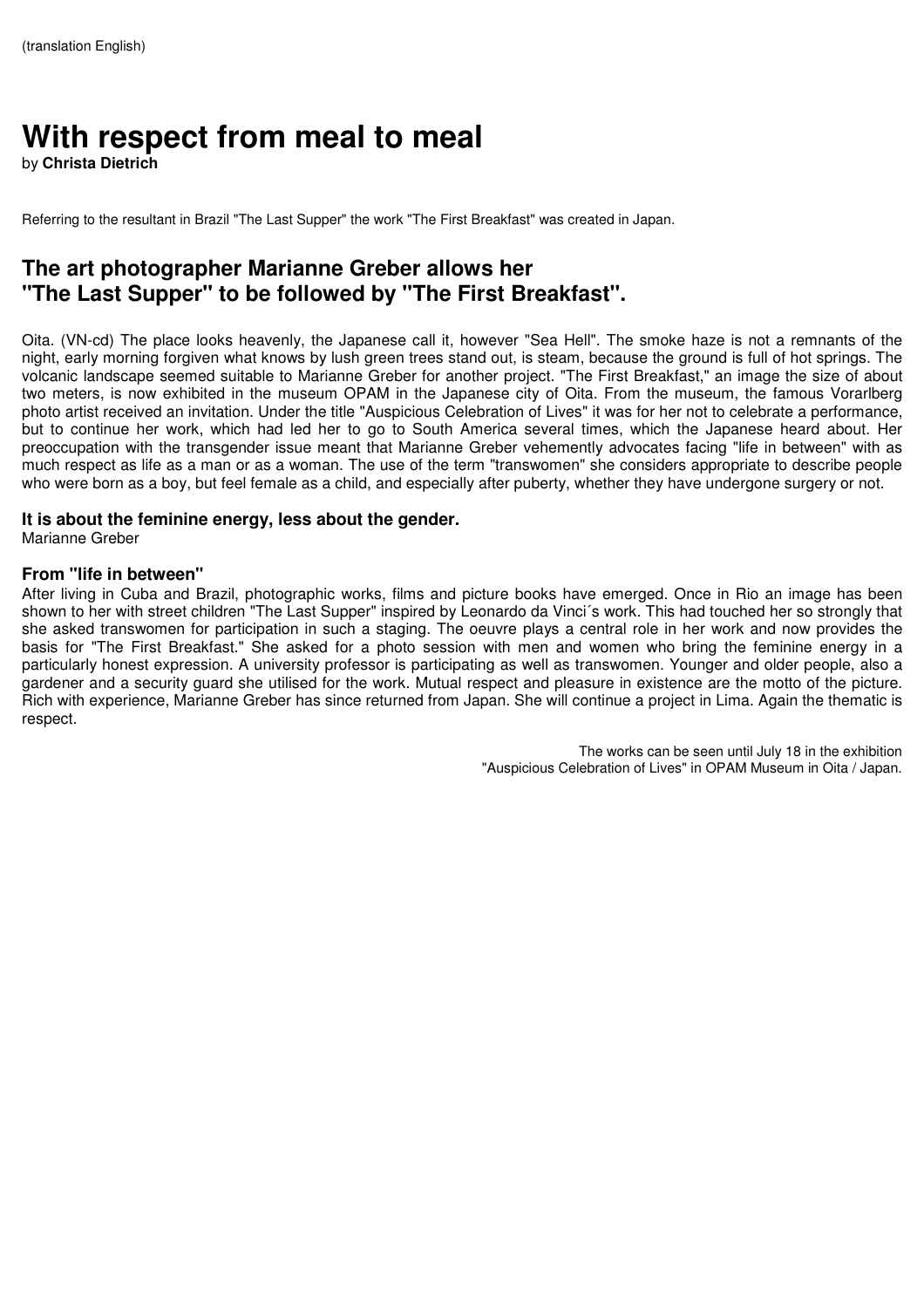(translation English)

# With respect from meal to meal

by **Christa Dietrich**

Referring to the resultant in Brazil "The Last Supper" the work "The First Breakfast" was created in Japan.

## The art photographer Marianne Greber allows her "The Last Supper" to be followed by "The First Breakfast".

Oita. (VN-cd) The place looks heavenly, the Japanese call it, however "Sea Hell". The smoke haze is not a remnants of the night, early morning forgiven what knows by lush green trees stand out, is steam, because the ground is full of hot springs. The volcanic landscape seemed suitable to Marianne Greber for another project. "The First Breakfast," an image the size of about two meters, is now exhibited in the museum OPAM in the Japanese city of Oita. From the museum, the famous Vorarlberg photo artist received an invitation. Under the title "Auspicious Celebration of Lives" it was for her not to celebrate a performance, but to continue her work, which had led her to go to South America several times, which the Japanese heard about. Her preoccupation with the transgender issue meant that Marianne Greber vehemently advocates facing "life in between" with as much respect as life as a man or as a woman. The use of the term "transwomen" she considers appropriate to describe people who were born as a boy, but feel female as a child, and especially after puberty, whether they have undergone surgery or not.

**It is about the feminine energy, less about the gender.**
Marianne Greber

### From "life in between"

After living in Cuba and Brazil, photographic works, films and picture books have emerged. Once in Rio an image has been shown to her with street children "The Last Supper" inspired by Leonardo da Vinci´s work. This had touched her so strongly that she asked transwomen for participation in such a staging. The oeuvre plays a central role in her work and now provides the basis for "The First Breakfast." She asked for a photo session with men and women who bring the feminine energy in a particularly honest expression. A university professor is participating as well as transwomen. Younger and older people, also a gardener and a security guard she utilised for the work. Mutual respect and pleasure in existence are the motto of the picture. Rich with experience, Marianne Greber has since returned from Japan. She will continue a project in Lima. Again the thematic is respect.

The works can be seen until July 18 in the exhibition "Auspicious Celebration of Lives" in OPAM Museum in Oita / Japan.